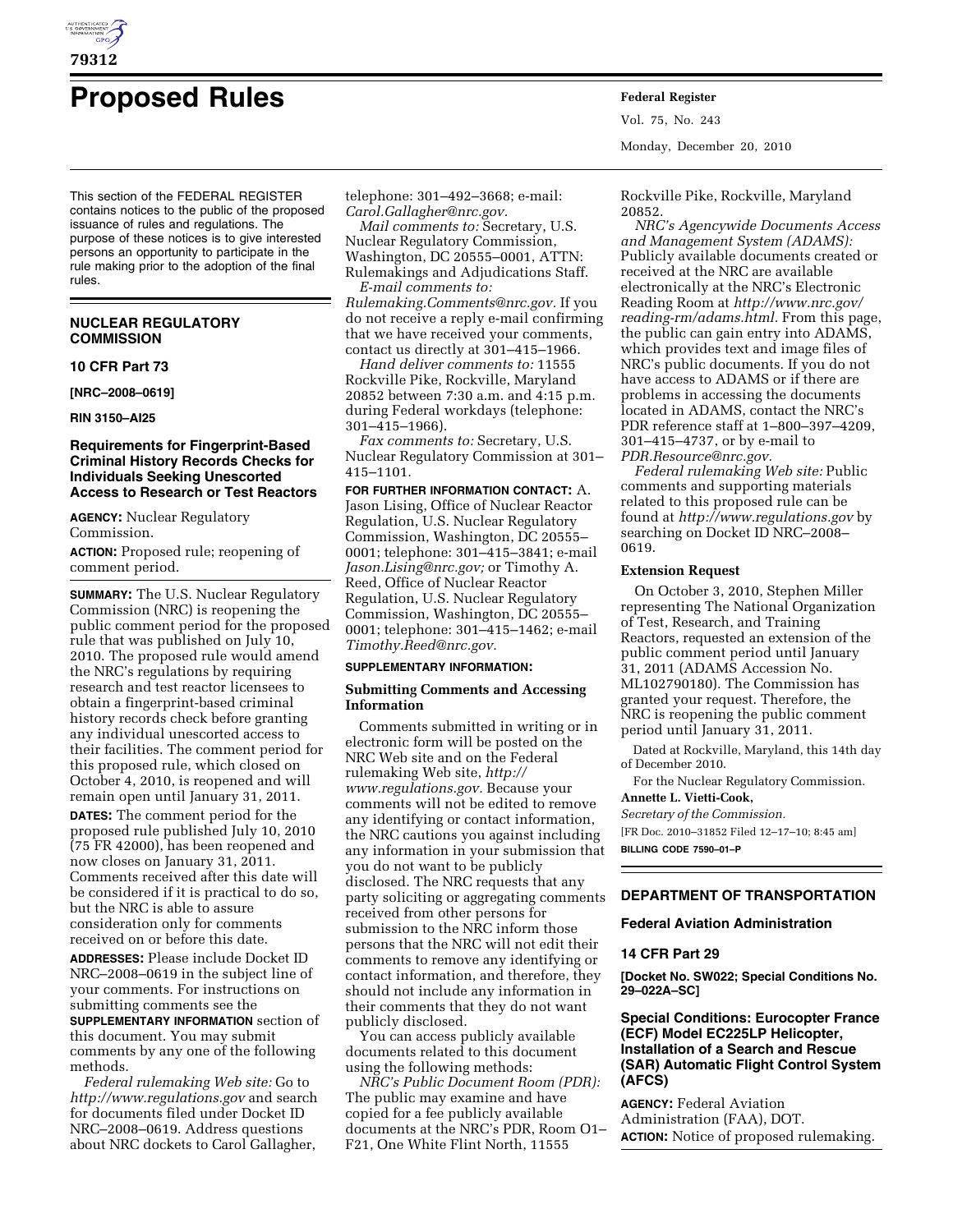# Proposed Rules

This section of the FEDERAL REGISTER contains notices to the public of the proposed issuance of rules and regulations. The purpose of these notices is to give interested persons an opportunity to participate in the rule making prior to the adoption of the final rules.

## NUCLEAR REGULATORY COMMISSION

### 10 CFR Part 73

**[NRC–2008–0619]**

**RIN 3150–AI25**

### Requirements for Fingerprint-Based Criminal History Records Checks for Individuals Seeking Unescorted Access to Research or Test Reactors

**AGENCY:** Nuclear Regulatory Commission.

**ACTION:** Proposed rule; reopening of comment period.

**SUMMARY:** The U.S. Nuclear Regulatory Commission (NRC) is reopening the public comment period for the proposed rule that was published on July 10, 2010. The proposed rule would amend the NRC's regulations by requiring research and test reactor licensees to obtain a fingerprint-based criminal history records check before granting any individual unescorted access to their facilities. The comment period for this proposed rule, which closed on October 4, 2010, is reopened and will remain open until January 31, 2011.

**DATES:** The comment period for the proposed rule published July 10, 2010 (75 FR 42000), has been reopened and now closes on January 31, 2011. Comments received after this date will be considered if it is practical to do so, but the NRC is able to assure consideration only for comments received on or before this date.

**ADDRESSES:** Please include Docket ID NRC–2008–0619 in the subject line of your comments. For instructions on submitting comments see the **SUPPLEMENTARY INFORMATION** section of this document. You may submit comments by any one of the following methods.

*Federal rulemaking Web site:* Go to *http://www.regulations.gov* and search for documents filed under Docket ID NRC–2008–0619. Address questions about NRC dockets to Carol Gallagher, telephone: 301–492–3668; e-mail: *Carol.Gallagher@nrc.gov.*

*Mail comments to:* Secretary, U.S. Nuclear Regulatory Commission, Washington, DC 20555–0001, ATTN: Rulemakings and Adjudications Staff.

*E-mail comments to: Rulemaking.Comments@nrc.gov.* If you do not receive a reply e-mail confirming that we have received your comments, contact us directly at 301–415–1966.

*Hand deliver comments to:* 11555 Rockville Pike, Rockville, Maryland 20852 between 7:30 a.m. and 4:15 p.m. during Federal workdays (telephone: 301–415–1966).

*Fax comments to:* Secretary, U.S. Nuclear Regulatory Commission at 301–415–1101.

**FOR FURTHER INFORMATION CONTACT:** A. Jason Lising, Office of Nuclear Reactor Regulation, U.S. Nuclear Regulatory Commission, Washington, DC 20555–0001; telephone: 301–415–3841; e-mail *Jason.Lising@nrc.gov;* or Timothy A. Reed, Office of Nuclear Reactor Regulation, U.S. Nuclear Regulatory Commission, Washington, DC 20555–0001; telephone: 301–415–1462; e-mail *Timothy.Reed@nrc.gov.*

**SUPPLEMENTARY INFORMATION:**

#### Submitting Comments and Accessing Information

Comments submitted in writing or in electronic form will be posted on the NRC Web site and on the Federal rulemaking Web site, *http://www.regulations.gov.* Because your comments will not be edited to remove any identifying or contact information, the NRC cautions you against including any information in your submission that you do not want to be publicly disclosed. The NRC requests that any party soliciting or aggregating comments received from other persons for submission to the NRC inform those persons that the NRC will not edit their comments to remove any identifying or contact information, and therefore, they should not include any information in their comments that they do not want publicly disclosed.

You can access publicly available documents related to this document using the following methods:

*NRC's Public Document Room (PDR):* The public may examine and have copied for a fee publicly available documents at the NRC's PDR, Room O1–F21, One White Flint North, 11555 Rockville Pike, Rockville, Maryland 20852.

*NRC's Agencywide Documents Access and Management System (ADAMS):* Publicly available documents created or received at the NRC are available electronically at the NRC's Electronic Reading Room at *http://www.nrc.gov/reading-rm/adams.html.* From this page, the public can gain entry into ADAMS, which provides text and image files of NRC's public documents. If you do not have access to ADAMS or if there are problems in accessing the documents located in ADAMS, contact the NRC's PDR reference staff at 1–800–397–4209, 301–415–4737, or by e-mail to *PDR.Resource@nrc.gov.*

*Federal rulemaking Web site:* Public comments and supporting materials related to this proposed rule can be found at *http://www.regulations.gov* by searching on Docket ID NRC–2008–0619.

#### Extension Request

On October 3, 2010, Stephen Miller representing The National Organization of Test, Research, and Training Reactors, requested an extension of the public comment period until January 31, 2011 (ADAMS Accession No. ML102790180). The Commission has granted your request. Therefore, the NRC is reopening the public comment period until January 31, 2011.

Dated at Rockville, Maryland, this 14th day of December 2010.

For the Nuclear Regulatory Commission.

**Annette L. Vietti-Cook,**

*Secretary of the Commission.*

[FR Doc. 2010–31852 Filed 12–17–10; 8:45 am]

**BILLING CODE 7590–01–P**

## DEPARTMENT OF TRANSPORTATION

### Federal Aviation Administration

### 14 CFR Part 29

**[Docket No. SW022; Special Conditions No. 29–022A–SC]**

### Special Conditions: Eurocopter France (ECF) Model EC225LP Helicopter, Installation of a Search and Rescue (SAR) Automatic Flight Control System (AFCS)

**AGENCY:** Federal Aviation Administration (FAA), DOT.

**ACTION:** Notice of proposed rulemaking.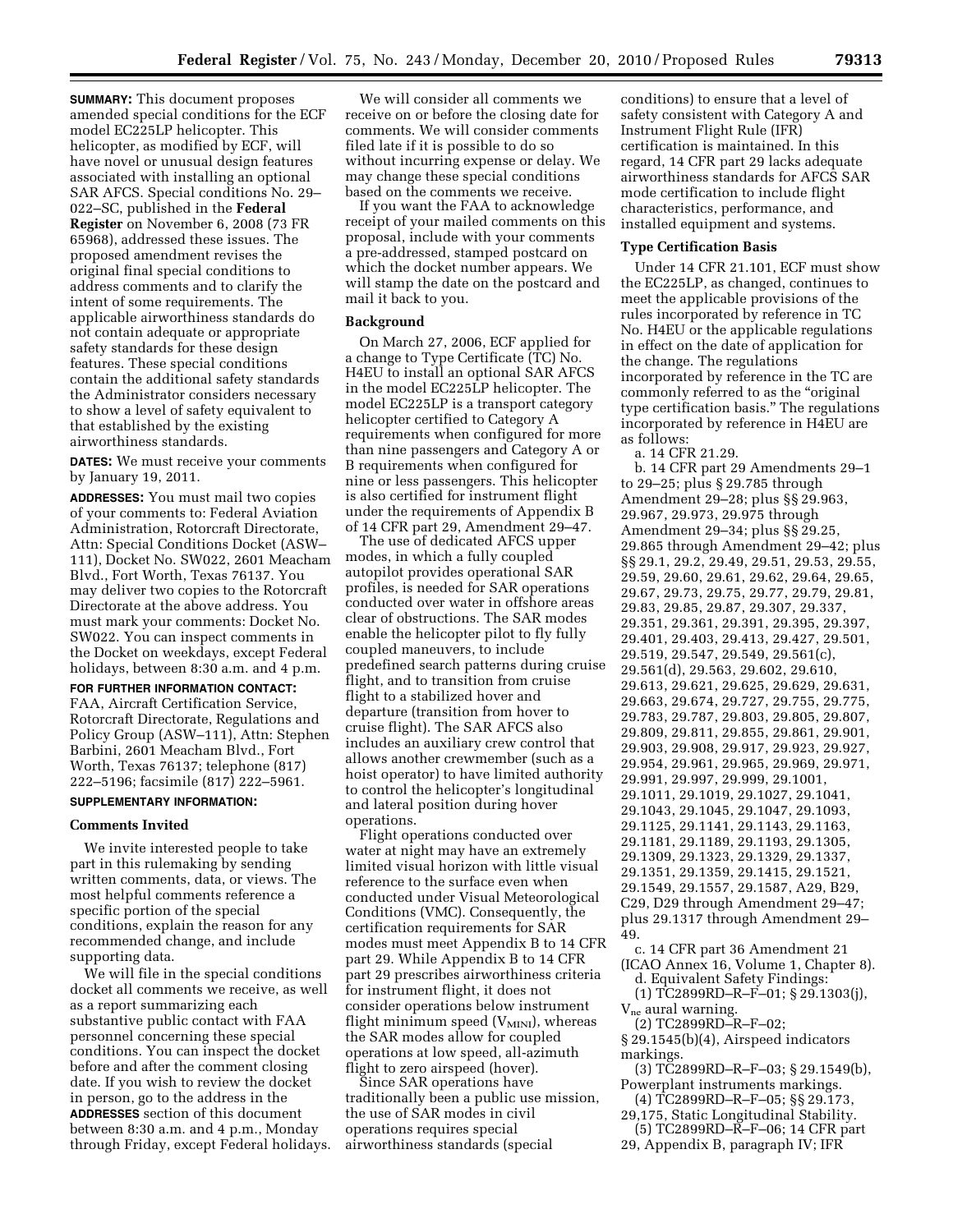**SUMMARY:** This document proposes amended special conditions for the ECF model EC225LP helicopter. This helicopter, as modified by ECF, will have novel or unusual design features associated with installing an optional SAR AFCS. Special conditions No. 29–022–SC, published in the **Federal Register** on November 6, 2008 (73 FR 65968), addressed these issues. The proposed amendment revises the original final special conditions to address comments and to clarify the intent of some requirements. The applicable airworthiness standards do not contain adequate or appropriate safety standards for these design features. These special conditions contain the additional safety standards the Administrator considers necessary to show a level of safety equivalent to that established by the existing airworthiness standards.

**DATES:** We must receive your comments by January 19, 2011.

**ADDRESSES:** You must mail two copies of your comments to: Federal Aviation Administration, Rotorcraft Directorate, Attn: Special Conditions Docket (ASW–111), Docket No. SW022, 2601 Meacham Blvd., Fort Worth, Texas 76137. You may deliver two copies to the Rotorcraft Directorate at the above address. You must mark your comments: Docket No. SW022. You can inspect comments in the Docket on weekdays, except Federal holidays, between 8:30 a.m. and 4 p.m.

**FOR FURTHER INFORMATION CONTACT:** FAA, Aircraft Certification Service, Rotorcraft Directorate, Regulations and Policy Group (ASW–111), Attn: Stephen Barbini, 2601 Meacham Blvd., Fort Worth, Texas 76137; telephone (817) 222–5196; facsimile (817) 222–5961.

**SUPPLEMENTARY INFORMATION:**

## Comments Invited

We invite interested people to take part in this rulemaking by sending written comments, data, or views. The most helpful comments reference a specific portion of the special conditions, explain the reason for any recommended change, and include supporting data.

We will file in the special conditions docket all comments we receive, as well as a report summarizing each substantive public contact with FAA personnel concerning these special conditions. You can inspect the docket before and after the comment closing date. If you wish to review the docket in person, go to the address in the **ADDRESSES** section of this document between 8:30 a.m. and 4 p.m., Monday through Friday, except Federal holidays.

We will consider all comments we receive on or before the closing date for comments. We will consider comments filed late if it is possible to do so without incurring expense or delay. We may change these special conditions based on the comments we receive.

If you want the FAA to acknowledge receipt of your mailed comments on this proposal, include with your comments a pre-addressed, stamped postcard on which the docket number appears. We will stamp the date on the postcard and mail it back to you.

## Background

On March 27, 2006, ECF applied for a change to Type Certificate (TC) No. H4EU to install an optional SAR AFCS in the model EC225LP helicopter. The model EC225LP is a transport category helicopter certified to Category A requirements when configured for more than nine passengers and Category A or B requirements when configured for nine or less passengers. This helicopter is also certified for instrument flight under the requirements of Appendix B of 14 CFR part 29, Amendment 29–47.

The use of dedicated AFCS upper modes, in which a fully coupled autopilot provides operational SAR profiles, is needed for SAR operations conducted over water in offshore areas clear of obstructions. The SAR modes enable the helicopter pilot to fly fully coupled maneuvers, to include predefined search patterns during cruise flight, and to transition from cruise flight to a stabilized hover and departure (transition from hover to cruise flight). The SAR AFCS also includes an auxiliary crew control that allows another crewmember (such as a hoist operator) to have limited authority to control the helicopter's longitudinal and lateral position during hover operations.

Flight operations conducted over water at night may have an extremely limited visual horizon with little visual reference to the surface even when conducted under Visual Meteorological Conditions (VMC). Consequently, the certification requirements for SAR modes must meet Appendix B to 14 CFR part 29. While Appendix B to 14 CFR part 29 prescribes airworthiness criteria for instrument flight, it does not consider operations below instrument flight minimum speed ($V_{MINI}$), whereas the SAR modes allow for coupled operations at low speed, all-azimuth flight to zero airspeed (hover).

Since SAR operations have traditionally been a public use mission, the use of SAR modes in civil operations requires special airworthiness standards (special conditions) to ensure that a level of safety consistent with Category A and Instrument Flight Rule (IFR) certification is maintained. In this regard, 14 CFR part 29 lacks adequate airworthiness standards for AFCS SAR mode certification to include flight characteristics, performance, and installed equipment and systems.

## Type Certification Basis

Under 14 CFR 21.101, ECF must show the EC225LP, as changed, continues to meet the applicable provisions of the rules incorporated by reference in TC No. H4EU or the applicable regulations in effect on the date of application for the change. The regulations incorporated by reference in the TC are commonly referred to as the "original type certification basis." The regulations incorporated by reference in H4EU are as follows:

a. 14 CFR 21.29.

b. 14 CFR part 29 Amendments 29–1 to 29–25; plus § 29.785 through Amendment 29–28; plus §§ 29.963, 29.967, 29.973, 29.975 through Amendment 29–34; plus §§ 29.25, 29.865 through Amendment 29–42; plus §§ 29.1, 29.2, 29.49, 29.51, 29.53, 29.55, 29.59, 29.60, 29.61, 29.62, 29.64, 29.65, 29.67, 29.73, 29.75, 29.77, 29.79, 29.81, 29.83, 29.85, 29.87, 29.307, 29.337, 29.351, 29.361, 29.391, 29.395, 29.397, 29.401, 29.403, 29.413, 29.427, 29.501, 29.519, 29.547, 29.549, 29.561(c), 29.561(d), 29.563, 29.602, 29.610, 29.613, 29.621, 29.625, 29.629, 29.631, 29.663, 29.674, 29.727, 29.755, 29.775, 29.783, 29.787, 29.803, 29.805, 29.807, 29.809, 29.811, 29.855, 29.861, 29.901, 29.903, 29.908, 29.917, 29.923, 29.927, 29.954, 29.961, 29.965, 29.969, 29.971, 29.991, 29.997, 29.999, 29.1001, 29.1011, 29.1019, 29.1027, 29.1041, 29.1043, 29.1045, 29.1047, 29.1093, 29.1125, 29.1141, 29.1143, 29.1163, 29.1181, 29.1189, 29.1193, 29.1305, 29.1309, 29.1323, 29.1329, 29.1337, 29.1351, 29.1359, 29.1415, 29.1521, 29.1549, 29.1557, 29.1587, A29, B29, C29, D29 through Amendment 29–47; plus 29.1317 through Amendment 29–49.

c. 14 CFR part 36 Amendment 21 (ICAO Annex 16, Volume 1, Chapter 8).

d. Equivalent Safety Findings:

(1) TC2899RD–R–F–01; § 29.1303(j), $V_{ne}$ aural warning.

(2) TC2899RD–R–F–02; § 29.1545(b)(4), Airspeed indicators markings.

(3) TC2899RD–R–F–03; § 29.1549(b), Powerplant instruments markings.

(4) TC2899RD–R–F–05; §§ 29.173, 29,175, Static Longitudinal Stability.

(5) TC2899RD–R–F–06; 14 CFR part 29, Appendix B, paragraph IV; IFR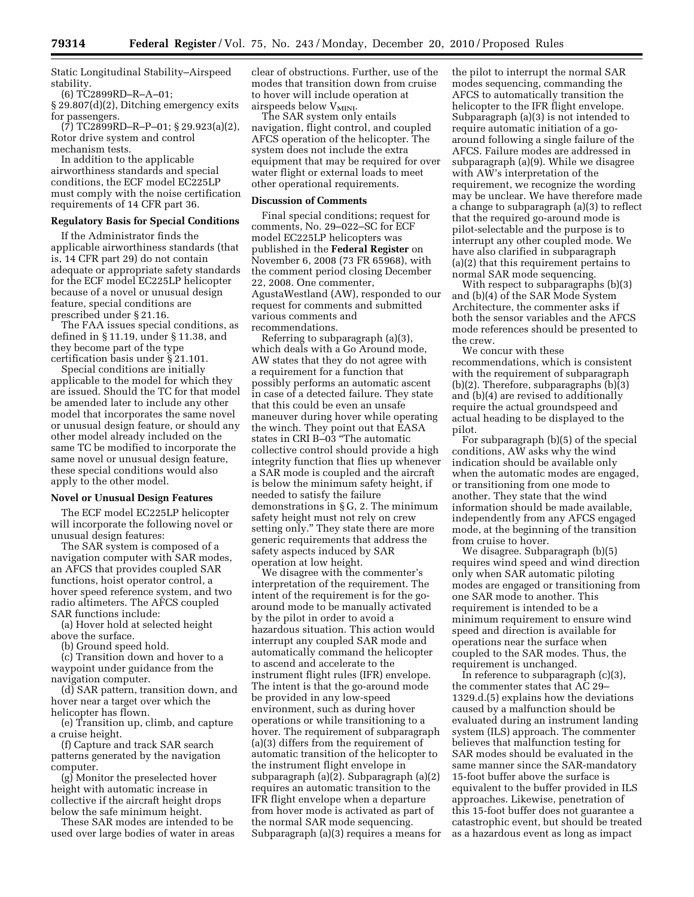Static Longitudinal Stability–Airspeed stability.

(6) TC2899RD–R–A–01; § 29.807(d)(2), Ditching emergency exits for passengers.

(7) TC2899RD–R–P–01; § 29.923(a)(2), Rotor drive system and control mechanism tests.

In addition to the applicable airworthiness standards and special conditions, the ECF model EC225LP must comply with the noise certification requirements of 14 CFR part 36.

## Regulatory Basis for Special Conditions

If the Administrator finds the applicable airworthiness standards (that is, 14 CFR part 29) do not contain adequate or appropriate safety standards for the ECF model EC225LP helicopter because of a novel or unusual design feature, special conditions are prescribed under § 21.16.

The FAA issues special conditions, as defined in § 11.19, under § 11.38, and they become part of the type certification basis under § 21.101.

Special conditions are initially applicable to the model for which they are issued. Should the TC for that model be amended later to include any other model that incorporates the same novel or unusual design feature, or should any other model already included on the same TC be modified to incorporate the same novel or unusual design feature, these special conditions would also apply to the other model.

## Novel or Unusual Design Features

The ECF model EC225LP helicopter will incorporate the following novel or unusual design features:

The SAR system is composed of a navigation computer with SAR modes, an AFCS that provides coupled SAR functions, hoist operator control, a hover speed reference system, and two radio altimeters. The AFCS coupled SAR functions include:

(a) Hover hold at selected height above the surface.

(b) Ground speed hold.

(c) Transition down and hover to a waypoint under guidance from the navigation computer.

(d) SAR pattern, transition down, and hover near a target over which the helicopter has flown.

(e) Transition up, climb, and capture a cruise height.

(f) Capture and track SAR search patterns generated by the navigation computer.

(g) Monitor the preselected hover height with automatic increase in collective if the aircraft height drops below the safe minimum height.

These SAR modes are intended to be used over large bodies of water in areas clear of obstructions. Further, use of the modes that transition down from cruise to hover will include operation at airspeeds below $V_{MINI}$.

The SAR system only entails navigation, flight control, and coupled AFCS operation of the helicopter. The system does not include the extra equipment that may be required for over water flight or external loads to meet other operational requirements.

## Discussion of Comments

Final special conditions; request for comments, No. 29–022–SC for ECF model EC225LP helicopters was published in the **Federal Register** on November 6, 2008 (73 FR 65968), with the comment period closing December 22, 2008. One commenter, AgustaWestland (AW), responded to our request for comments and submitted various comments and recommendations.

Referring to subparagraph (a)(3), which deals with a Go Around mode, AW states that they do not agree with a requirement for a function that possibly performs an automatic ascent in case of a detected failure. They state that this could be even an unsafe maneuver during hover while operating the winch. They point out that EASA states in CRI B–03 "The automatic collective control should provide a high integrity function that flies up whenever a SAR mode is coupled and the aircraft is below the minimum safety height, if needed to satisfy the failure demonstrations in § G, 2. The minimum safety height must not rely on crew setting only." They state there are more generic requirements that address the safety aspects induced by SAR operation at low height.

We disagree with the commenter's interpretation of the requirement. The intent of the requirement is for the go-around mode to be manually activated by the pilot in order to avoid a hazardous situation. This action would interrupt any coupled SAR mode and automatically command the helicopter to ascend and accelerate to the instrument flight rules (IFR) envelope. The intent is that the go-around mode be provided in any low-speed environment, such as during hover operations or while transitioning to a hover. The requirement of subparagraph (a)(3) differs from the requirement of automatic transition of the helicopter to the instrument flight envelope in subparagraph (a)(2). Subparagraph (a)(2) requires an automatic transition to the IFR flight envelope when a departure from hover mode is activated as part of the normal SAR mode sequencing. Subparagraph (a)(3) requires a means for the pilot to interrupt the normal SAR modes sequencing, commanding the AFCS to automatically transition the helicopter to the IFR flight envelope. Subparagraph (a)(3) is not intended to require automatic initiation of a go-around following a single failure of the AFCS. Failure modes are addressed in subparagraph (a)(9). While we disagree with AW's interpretation of the requirement, we recognize the wording may be unclear. We have therefore made a change to subparagraph (a)(3) to reflect that the required go-around mode is pilot-selectable and the purpose is to interrupt any other coupled mode. We have also clarified in subparagraph (a)(2) that this requirement pertains to normal SAR mode sequencing.

With respect to subparagraphs (b)(3) and (b)(4) of the SAR Mode System Architecture, the commenter asks if both the sensor variables and the AFCS mode references should be presented to the crew.

We concur with these recommendations, which is consistent with the requirement of subparagraph (b)(2). Therefore, subparagraphs (b)(3) and (b)(4) are revised to additionally require the actual groundspeed and actual heading to be displayed to the pilot.

For subparagraph (b)(5) of the special conditions, AW asks why the wind indication should be available only when the automatic modes are engaged, or transitioning from one mode to another. They state that the wind information should be made available, independently from any AFCS engaged mode, at the beginning of the transition from cruise to hover.

We disagree. Subparagraph (b)(5) requires wind speed and wind direction only when SAR automatic piloting modes are engaged or transitioning from one SAR mode to another. This requirement is intended to be a minimum requirement to ensure wind speed and direction is available for operations near the surface when coupled to the SAR modes. Thus, the requirement is unchanged.

In reference to subparagraph (c)(3), the commenter states that AC 29–1329.d.(5) explains how the deviations caused by a malfunction should be evaluated during an instrument landing system (ILS) approach. The commenter believes that malfunction testing for SAR modes should be evaluated in the same manner since the SAR-mandatory 15-foot buffer above the surface is equivalent to the buffer provided in ILS approaches. Likewise, penetration of this 15-foot buffer does not guarantee a catastrophic event, but should be treated as a hazardous event as long as impact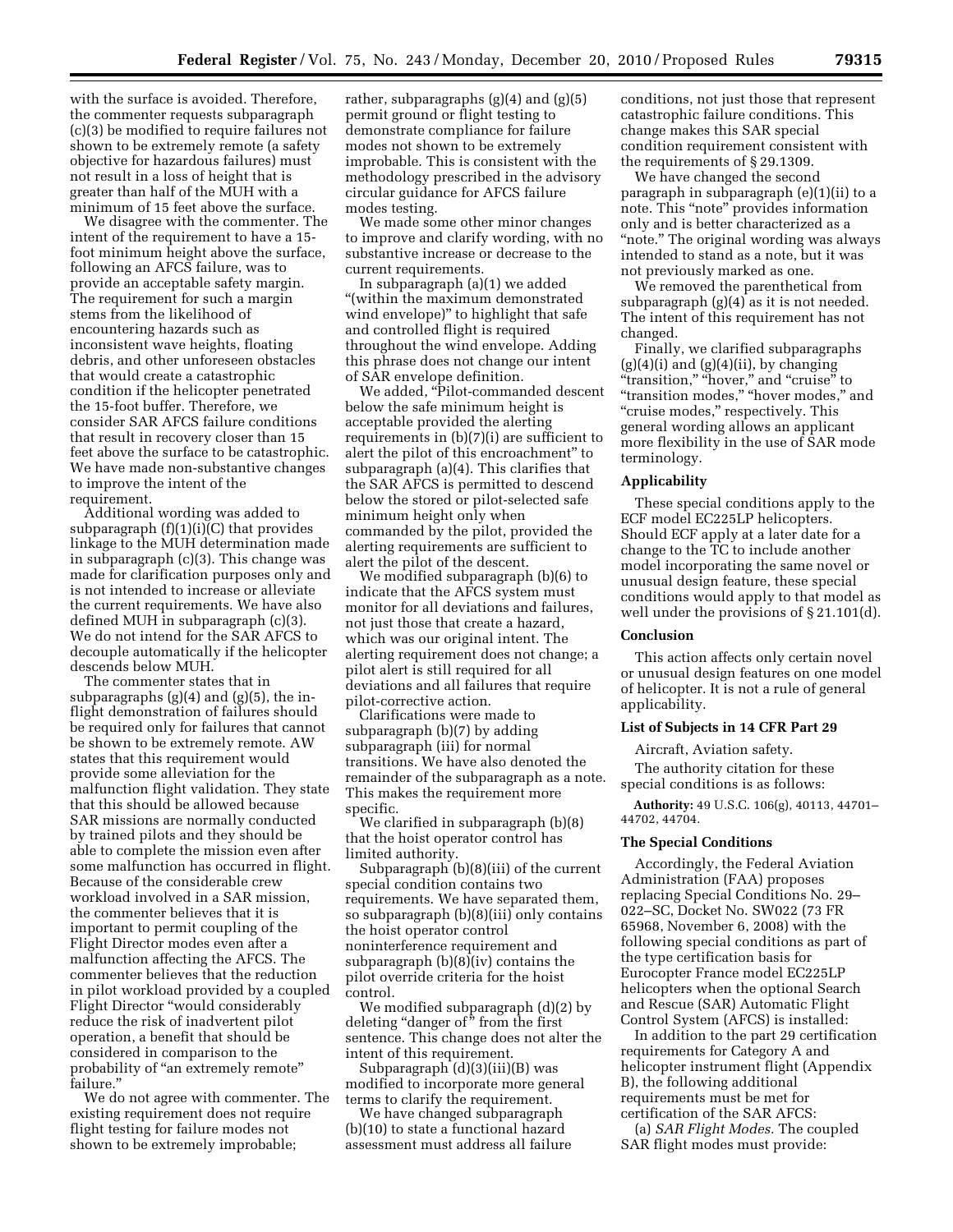with the surface is avoided. Therefore, the commenter requests subparagraph (c)(3) be modified to require failures not shown to be extremely remote (a safety objective for hazardous failures) must not result in a loss of height that is greater than half of the MUH with a minimum of 15 feet above the surface.

We disagree with the commenter. The intent of the requirement to have a 15-foot minimum height above the surface, following an AFCS failure, was to provide an acceptable safety margin. The requirement for such a margin stems from the likelihood of encountering hazards such as inconsistent wave heights, floating debris, and other unforeseen obstacles that would create a catastrophic condition if the helicopter penetrated the 15-foot buffer. Therefore, we consider SAR AFCS failure conditions that result in recovery closer than 15 feet above the surface to be catastrophic. We have made non-substantive changes to improve the intent of the requirement.

Additional wording was added to subparagraph (f)(1)(i)(C) that provides linkage to the MUH determination made in subparagraph (c)(3). This change was made for clarification purposes only and is not intended to increase or alleviate the current requirements. We have also defined MUH in subparagraph (c)(3). We do not intend for the SAR AFCS to decouple automatically if the helicopter descends below MUH.

The commenter states that in subparagraphs (g)(4) and (g)(5), the in-flight demonstration of failures should be required only for failures that cannot be shown to be extremely remote. AW states that this requirement would provide some alleviation for the malfunction flight validation. They state that this should be allowed because SAR missions are normally conducted by trained pilots and they should be able to complete the mission even after some malfunction has occurred in flight. Because of the considerable crew workload involved in a SAR mission, the commenter believes that it is important to permit coupling of the Flight Director modes even after a malfunction affecting the AFCS. The commenter believes that the reduction in pilot workload provided by a coupled Flight Director "would considerably reduce the risk of inadvertent pilot operation, a benefit that should be considered in comparison to the probability of "an extremely remote" failure."

We do not agree with commenter. The existing requirement does not require flight testing for failure modes not shown to be extremely improbable; rather, subparagraphs (g)(4) and (g)(5) permit ground or flight testing to demonstrate compliance for failure modes not shown to be extremely improbable. This is consistent with the methodology prescribed in the advisory circular guidance for AFCS failure modes testing.

We made some other minor changes to improve and clarify wording, with no substantive increase or decrease to the current requirements.

In subparagraph (a)(1) we added "(within the maximum demonstrated wind envelope)" to highlight that safe and controlled flight is required throughout the wind envelope. Adding this phrase does not change our intent of SAR envelope definition.

We added, "Pilot-commanded descent below the safe minimum height is acceptable provided the alerting requirements in (b)(7)(i) are sufficient to alert the pilot of this encroachment" to subparagraph (a)(4). This clarifies that the SAR AFCS is permitted to descend below the stored or pilot-selected safe minimum height only when commanded by the pilot, provided the alerting requirements are sufficient to alert the pilot of the descent.

We modified subparagraph (b)(6) to indicate that the AFCS system must monitor for all deviations and failures, not just those that create a hazard, which was our original intent. The alerting requirement does not change; a pilot alert is still required for all deviations and all failures that require pilot-corrective action.

Clarifications were made to subparagraph (b)(7) by adding subparagraph (iii) for normal transitions. We have also denoted the remainder of the subparagraph as a note. This makes the requirement more specific.

We clarified in subparagraph (b)(8) that the hoist operator control has limited authority.

Subparagraph (b)(8)(iii) of the current special condition contains two requirements. We have separated them, so subparagraph (b)(8)(iii) only contains the hoist operator control noninterference requirement and subparagraph (b)(8)(iv) contains the pilot override criteria for the hoist control.

We modified subparagraph (d)(2) by deleting "danger of" from the first sentence. This change does not alter the intent of this requirement.

Subparagraph (d)(3)(iii)(B) was modified to incorporate more general terms to clarify the requirement.

We have changed subparagraph (b)(10) to state a functional hazard assessment must address all failure conditions, not just those that represent catastrophic failure conditions. This change makes this SAR special condition requirement consistent with the requirements of § 29.1309.

We have changed the second paragraph in subparagraph (e)(1)(ii) to a note. This "note" provides information only and is better characterized as a "note." The original wording was always intended to stand as a note, but it was not previously marked as one.

We removed the parenthetical from subparagraph (g)(4) as it is not needed. The intent of this requirement has not changed.

Finally, we clarified subparagraphs (g)(4)(i) and (g)(4)(ii), by changing "transition," "hover," and "cruise" to "transition modes," "hover modes," and "cruise modes," respectively. This general wording allows an applicant more flexibility in the use of SAR mode terminology.

## Applicability

These special conditions apply to the ECF model EC225LP helicopters. Should ECF apply at a later date for a change to the TC to include another model incorporating the same novel or unusual design feature, these special conditions would apply to that model as well under the provisions of § 21.101(d).

## Conclusion

This action affects only certain novel or unusual design features on one model of helicopter. It is not a rule of general applicability.

## List of Subjects in 14 CFR Part 29

Aircraft, Aviation safety.

The authority citation for these special conditions is as follows:

**Authority:** 49 U.S.C. 106(g), 40113, 44701–44702, 44704.

## The Special Conditions

Accordingly, the Federal Aviation Administration (FAA) proposes replacing Special Conditions No. 29–022–SC, Docket No. SW022 (73 FR 65968, November 6, 2008) with the following special conditions as part of the type certification basis for Eurocopter France model EC225LP helicopters when the optional Search and Rescue (SAR) Automatic Flight Control System (AFCS) is installed:

In addition to the part 29 certification requirements for Category A and helicopter instrument flight (Appendix B), the following additional requirements must be met for certification of the SAR AFCS:

(a) *SAR Flight Modes.* The coupled SAR flight modes must provide: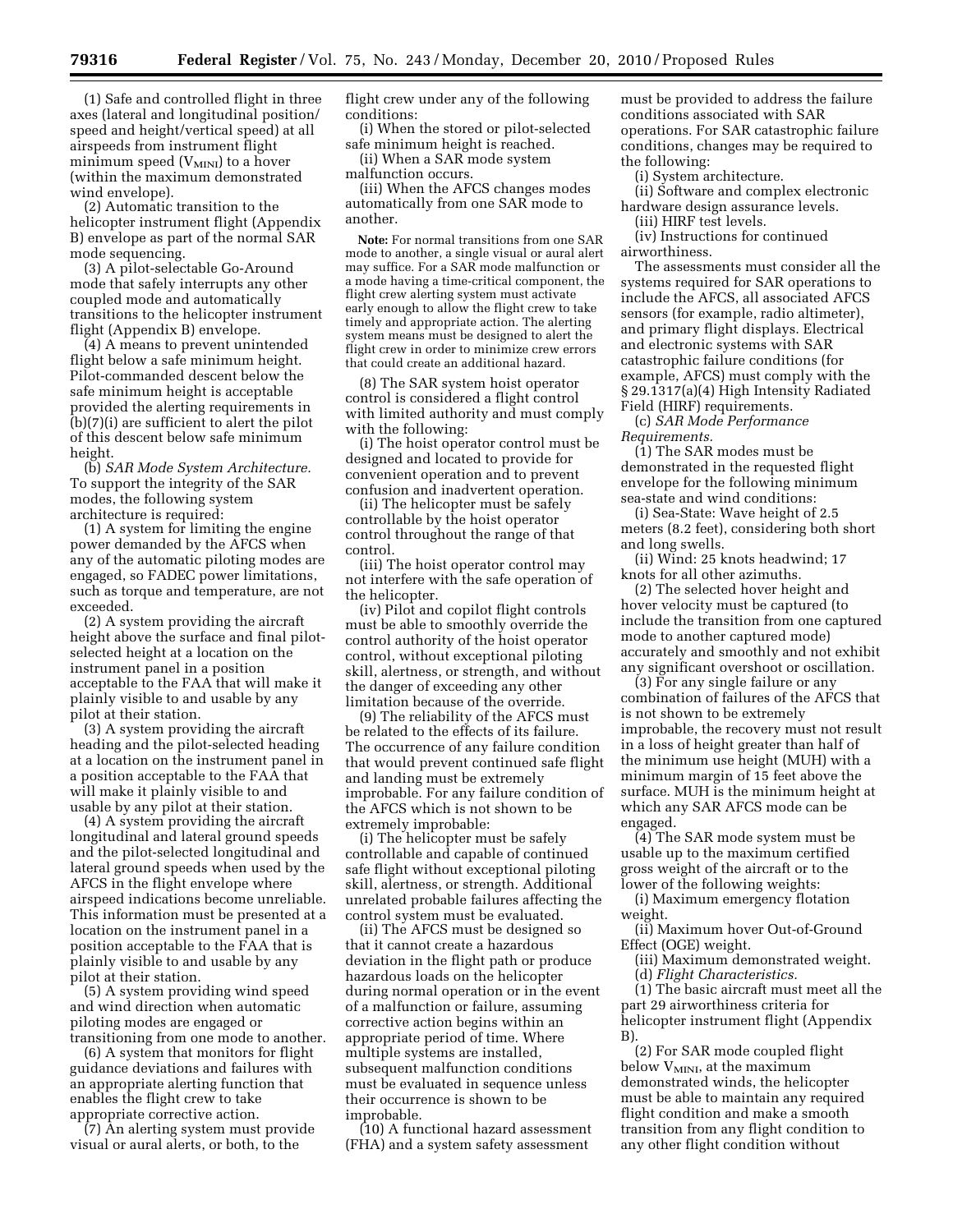(1) Safe and controlled flight in three axes (lateral and longitudinal position/speed and height/vertical speed) at all airspeeds from instrument flight minimum speed ($V_{MINI}$) to a hover (within the maximum demonstrated wind envelope).

(2) Automatic transition to the helicopter instrument flight (Appendix B) envelope as part of the normal SAR mode sequencing.

(3) A pilot-selectable Go-Around mode that safely interrupts any other coupled mode and automatically transitions to the helicopter instrument flight (Appendix B) envelope.

(4) A means to prevent unintended flight below a safe minimum height. Pilot-commanded descent below the safe minimum height is acceptable provided the alerting requirements in (b)(7)(i) are sufficient to alert the pilot of this descent below safe minimum height.

(b) *SAR Mode System Architecture.* To support the integrity of the SAR modes, the following system architecture is required:

(1) A system for limiting the engine power demanded by the AFCS when any of the automatic piloting modes are engaged, so FADEC power limitations, such as torque and temperature, are not exceeded.

(2) A system providing the aircraft height above the surface and final pilot-selected height at a location on the instrument panel in a position acceptable to the FAA that will make it plainly visible to and usable by any pilot at their station.

(3) A system providing the aircraft heading and the pilot-selected heading at a location on the instrument panel in a position acceptable to the FAA that will make it plainly visible to and usable by any pilot at their station.

(4) A system providing the aircraft longitudinal and lateral ground speeds and the pilot-selected longitudinal and lateral ground speeds when used by the AFCS in the flight envelope where airspeed indications become unreliable. This information must be presented at a location on the instrument panel in a position acceptable to the FAA that is plainly visible to and usable by any pilot at their station.

(5) A system providing wind speed and wind direction when automatic piloting modes are engaged or transitioning from one mode to another.

(6) A system that monitors for flight guidance deviations and failures with an appropriate alerting function that enables the flight crew to take appropriate corrective action.

(7) An alerting system must provide visual or aural alerts, or both, to the flight crew under any of the following conditions:

(i) When the stored or pilot-selected safe minimum height is reached.

(ii) When a SAR mode system malfunction occurs.

(iii) When the AFCS changes modes automatically from one SAR mode to another.

**Note:** For normal transitions from one SAR mode to another, a single visual or aural alert may suffice. For a SAR mode malfunction or a mode having a time-critical component, the flight crew alerting system must activate early enough to allow the flight crew to take timely and appropriate action. The alerting system means must be designed to alert the flight crew in order to minimize crew errors that could create an additional hazard.

(8) The SAR system hoist operator control is considered a flight control with limited authority and must comply with the following:

(i) The hoist operator control must be designed and located to provide for convenient operation and to prevent confusion and inadvertent operation.

(ii) The helicopter must be safely controllable by the hoist operator control throughout the range of that control.

(iii) The hoist operator control may not interfere with the safe operation of the helicopter.

(iv) Pilot and copilot flight controls must be able to smoothly override the control authority of the hoist operator control, without exceptional piloting skill, alertness, or strength, and without the danger of exceeding any other limitation because of the override.

(9) The reliability of the AFCS must be related to the effects of its failure. The occurrence of any failure condition that would prevent continued safe flight and landing must be extremely improbable. For any failure condition of the AFCS which is not shown to be extremely improbable:

(i) The helicopter must be safely controllable and capable of continued safe flight without exceptional piloting skill, alertness, or strength. Additional unrelated probable failures affecting the control system must be evaluated.

(ii) The AFCS must be designed so that it cannot create a hazardous deviation in the flight path or produce hazardous loads on the helicopter during normal operation or in the event of a malfunction or failure, assuming corrective action begins within an appropriate period of time. Where multiple systems are installed, subsequent malfunction conditions must be evaluated in sequence unless their occurrence is shown to be improbable.

(10) A functional hazard assessment (FHA) and a system safety assessment must be provided to address the failure conditions associated with SAR operations. For SAR catastrophic failure conditions, changes may be required to the following:

(i) System architecture.

(ii) Software and complex electronic hardware design assurance levels.

(iii) HIRF test levels.

(iv) Instructions for continued airworthiness.

The assessments must consider all the systems required for SAR operations to include the AFCS, all associated AFCS sensors (for example, radio altimeter), and primary flight displays. Electrical and electronic systems with SAR catastrophic failure conditions (for example, AFCS) must comply with the § 29.1317(a)(4) High Intensity Radiated Field (HIRF) requirements.

(c) *SAR Mode Performance Requirements.*

(1) The SAR modes must be demonstrated in the requested flight envelope for the following minimum sea-state and wind conditions:

(i) Sea-State: Wave height of 2.5 meters (8.2 feet), considering both short and long swells.

(ii) Wind: 25 knots headwind; 17 knots for all other azimuths.

(2) The selected hover height and hover velocity must be captured (to include the transition from one captured mode to another captured mode) accurately and smoothly and not exhibit any significant overshoot or oscillation.

(3) For any single failure or any combination of failures of the AFCS that is not shown to be extremely improbable, the recovery must not result in a loss of height greater than half of the minimum use height (MUH) with a minimum margin of 15 feet above the surface. MUH is the minimum height at which any SAR AFCS mode can be engaged.

(4) The SAR mode system must be usable up to the maximum certified gross weight of the aircraft or to the lower of the following weights:

(i) Maximum emergency flotation weight.

(ii) Maximum hover Out-of-Ground Effect (OGE) weight.

(iii) Maximum demonstrated weight.

(d) *Flight Characteristics.*

(1) The basic aircraft must meet all the part 29 airworthiness criteria for helicopter instrument flight (Appendix B).

(2) For SAR mode coupled flight below $V_{MINI}$, at the maximum demonstrated winds, the helicopter must be able to maintain any required flight condition and make a smooth transition from any flight condition to any other flight condition without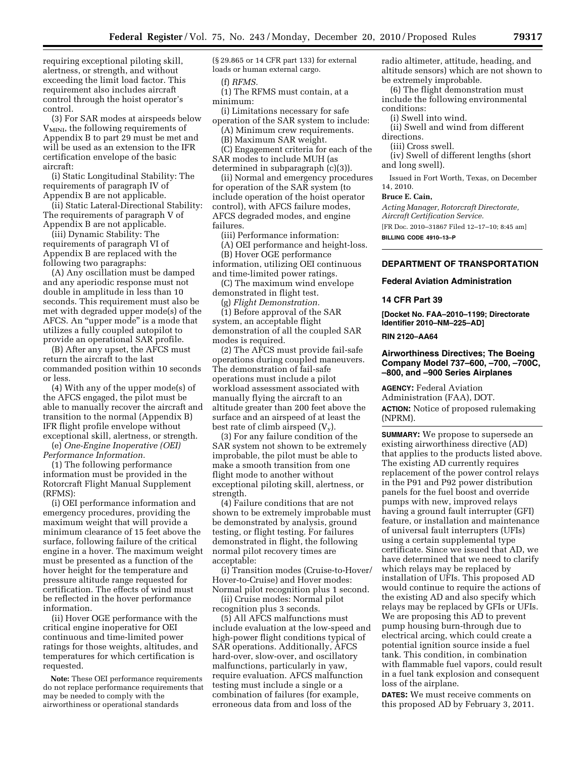requiring exceptional piloting skill, alertness, or strength, and without exceeding the limit load factor. This requirement also includes aircraft control through the hoist operator's control.

(3) For SAR modes at airspeeds below $V_{MINI}$, the following requirements of Appendix B to part 29 must be met and will be used as an extension to the IFR certification envelope of the basic aircraft:

(i) Static Longitudinal Stability: The requirements of paragraph IV of Appendix B are not applicable.

(ii) Static Lateral-Directional Stability: The requirements of paragraph V of Appendix B are not applicable.

(iii) Dynamic Stability: The requirements of paragraph VI of Appendix B are replaced with the following two paragraphs:

(A) Any oscillation must be damped and any aperiodic response must not double in amplitude in less than 10 seconds. This requirement must also be met with degraded upper mode(s) of the AFCS. An "upper mode" is a mode that utilizes a fully coupled autopilot to provide an operational SAR profile.

(B) After any upset, the AFCS must return the aircraft to the last commanded position within 10 seconds or less.

(4) With any of the upper mode(s) of the AFCS engaged, the pilot must be able to manually recover the aircraft and transition to the normal (Appendix B) IFR flight profile envelope without exceptional skill, alertness, or strength.

(e) *One-Engine Inoperative (OEI) Performance Information.*

(1) The following performance information must be provided in the Rotorcraft Flight Manual Supplement (RFMS):

(i) OEI performance information and emergency procedures, providing the maximum weight that will provide a minimum clearance of 15 feet above the surface, following failure of the critical engine in a hover. The maximum weight must be presented as a function of the hover height for the temperature and pressure altitude range requested for certification. The effects of wind must be reflected in the hover performance information.

(ii) Hover OGE performance with the critical engine inoperative for OEI continuous and time-limited power ratings for those weights, altitudes, and temperatures for which certification is requested.

**Note:** These OEI performance requirements do not replace performance requirements that may be needed to comply with the airworthiness or operational standards (§ 29.865 or 14 CFR part 133) for external loads or human external cargo.

(f) *RFMS.*

(1) The RFMS must contain, at a minimum:

(i) Limitations necessary for safe operation of the SAR system to include:

(A) Minimum crew requirements.

(B) Maximum SAR weight.

(C) Engagement criteria for each of the SAR modes to include MUH (as determined in subparagraph (c)(3)).

(ii) Normal and emergency procedures for operation of the SAR system (to include operation of the hoist operator control), with AFCS failure modes, AFCS degraded modes, and engine failures.

(iii) Performance information:

(A) OEI performance and height-loss.

(B) Hover OGE performance information, utilizing OEI continuous and time-limited power ratings.

(C) The maximum wind envelope demonstrated in flight test.

(g) *Flight Demonstration.*

(1) Before approval of the SAR system, an acceptable flight demonstration of all the coupled SAR modes is required.

(2) The AFCS must provide fail-safe operations during coupled maneuvers. The demonstration of fail-safe operations must include a pilot workload assessment associated with manually flying the aircraft to an altitude greater than 200 feet above the surface and an airspeed of at least the best rate of climb airspeed ($V_y$).

(3) For any failure condition of the SAR system not shown to be extremely improbable, the pilot must be able to make a smooth transition from one flight mode to another without exceptional piloting skill, alertness, or strength.

(4) Failure conditions that are not shown to be extremely improbable must be demonstrated by analysis, ground testing, or flight testing. For failures demonstrated in flight, the following normal pilot recovery times are acceptable:

(i) Transition modes (Cruise-to-Hover/Hover-to-Cruise) and Hover modes: Normal pilot recognition plus 1 second.

(ii) Cruise modes: Normal pilot recognition plus 3 seconds.

(5) All AFCS malfunctions must include evaluation at the low-speed and high-power flight conditions typical of SAR operations. Additionally, AFCS hard-over, slow-over, and oscillatory malfunctions, particularly in yaw, require evaluation. AFCS malfunction testing must include a single or a combination of failures (for example, erroneous data from and loss of the radio altimeter, attitude, heading, and altitude sensors) which are not shown to be extremely improbable.

(6) The flight demonstration must include the following environmental conditions:

(i) Swell into wind.

(ii) Swell and wind from different directions.

(iii) Cross swell.

(iv) Swell of different lengths (short and long swell).

Issued in Fort Worth, Texas, on December 14, 2010.

**Bruce E. Cain,**

*Acting Manager, Rotorcraft Directorate, Aircraft Certification Service.*

[FR Doc. 2010–31867 Filed 12–17–10; 8:45 am]

**BILLING CODE 4910–13–P**

---

## DEPARTMENT OF TRANSPORTATION

### Federal Aviation Administration

### 14 CFR Part 39

**[Docket No. FAA–2010–1199; Directorate Identifier 2010–NM–225–AD]**

**RIN 2120–AA64**

### Airworthiness Directives; The Boeing Company Model 737–600, –700, –700C, –800, and –900 Series Airplanes

**AGENCY:** Federal Aviation Administration (FAA), DOT.

**ACTION:** Notice of proposed rulemaking (NPRM).

**SUMMARY:** We propose to supersede an existing airworthiness directive (AD) that applies to the products listed above. The existing AD currently requires replacement of the power control relays in the P91 and P92 power distribution panels for the fuel boost and override pumps with new, improved relays having a ground fault interrupter (GFI) feature, or installation and maintenance of universal fault interrupters (UFIs) using a certain supplemental type certificate. Since we issued that AD, we have determined that we need to clarify which relays may be replaced by installation of UFIs. This proposed AD would continue to require the actions of the existing AD and also specify which relays may be replaced by GFIs or UFIs. We are proposing this AD to prevent pump housing burn-through due to electrical arcing, which could create a potential ignition source inside a fuel tank. This condition, in combination with flammable fuel vapors, could result in a fuel tank explosion and consequent loss of the airplane.

**DATES:** We must receive comments on this proposed AD by February 3, 2011.